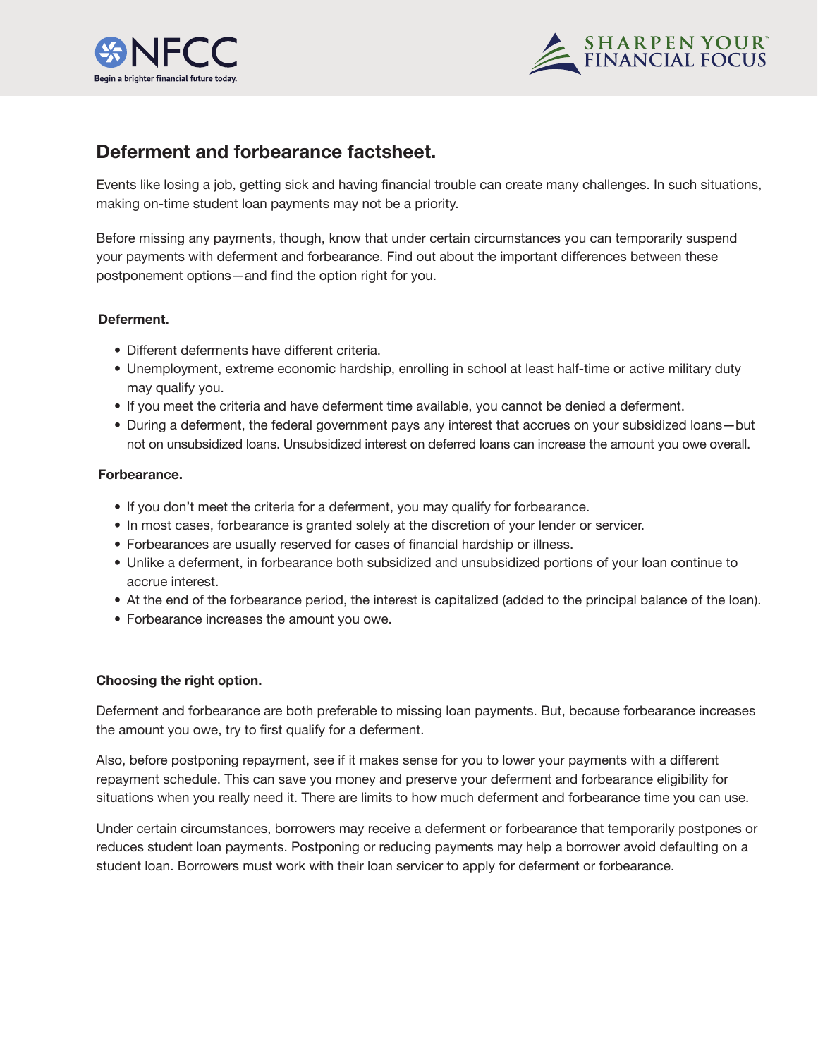# Deferment and forbearance factsheet.

Events like losing a job, getting sick and having financial trouble can create many challenges. In such situations, making on-time student loan payments may not be a priority.

Before missing any payments, though, know that under certain circumstances you can temporarily suspend your payments with deferment and forbearance. Find out about the important differences between these postponement options—and find the option right for you.

**Deferment.**

- Different deferments have different criteria.
- Unemployment, extreme economic hardship, enrolling in school at least half-time or active military duty may qualify you.
- If you meet the criteria and have deferment time available, you cannot be denied a deferment.
- During a deferment, the federal government pays any interest that accrues on your subsidized loans—but not on unsubsidized loans. Unsubsidized interest on deferred loans can increase the amount you owe overall.

**Forbearance.**

- If you don't meet the criteria for a deferment, you may qualify for forbearance.
- In most cases, forbearance is granted solely at the discretion of your lender or servicer.
- Forbearances are usually reserved for cases of financial hardship or illness.
- Unlike a deferment, in forbearance both subsidized and unsubsidized portions of your loan continue to accrue interest.
- At the end of the forbearance period, the interest is capitalized (added to the principal balance of the loan).
- Forbearance increases the amount you owe.

**Choosing the right option.**

Deferment and forbearance are both preferable to missing loan payments. But, because forbearance increases the amount you owe, try to first qualify for a deferment.

Also, before postponing repayment, see if it makes sense for you to lower your payments with a different repayment schedule. This can save you money and preserve your deferment and forbearance eligibility for situations when you really need it. There are limits to how much deferment and forbearance time you can use.

Under certain circumstances, borrowers may receive a deferment or forbearance that temporarily postpones or reduces student loan payments. Postponing or reducing payments may help a borrower avoid defaulting on a student loan. Borrowers must work with their loan servicer to apply for deferment or forbearance.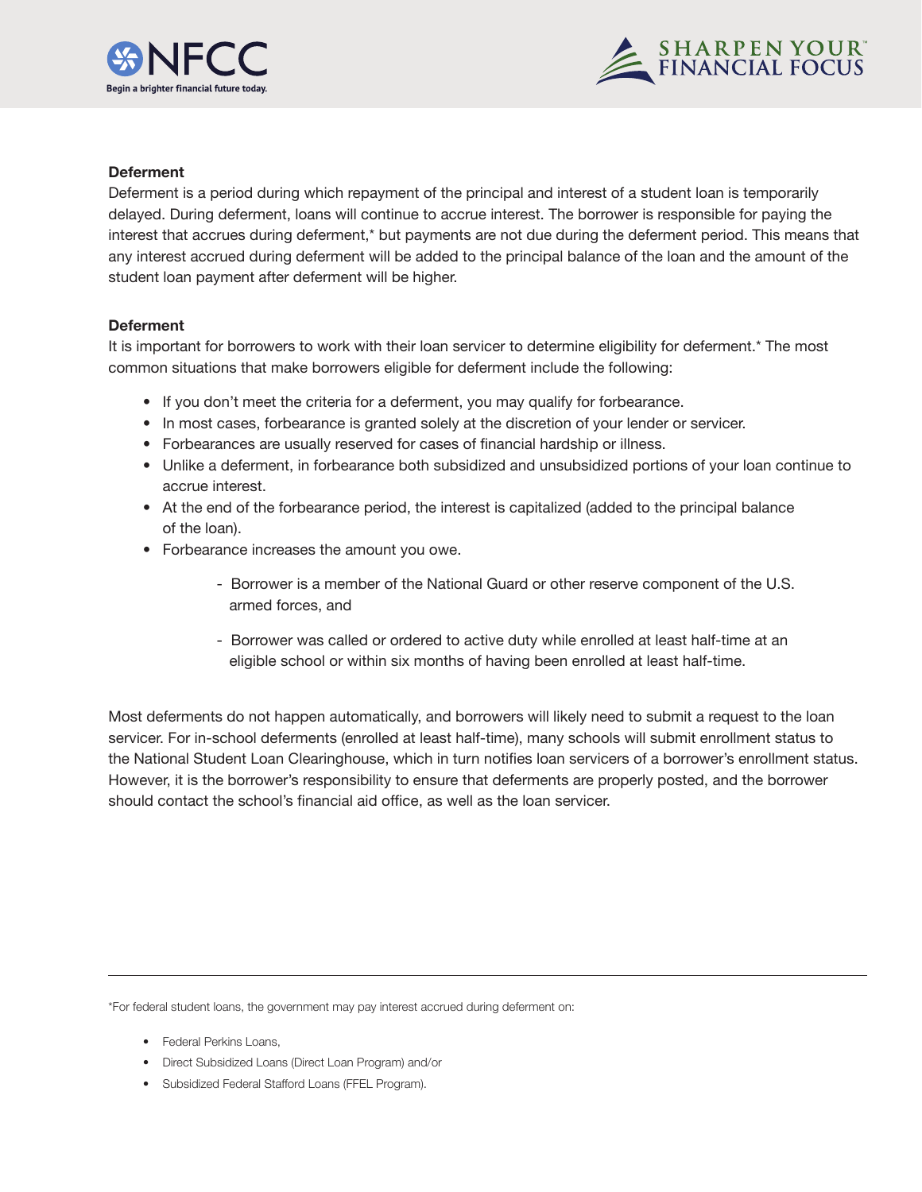**Deferment**

Deferment is a period during which repayment of the principal and interest of a student loan is temporarily delayed. During deferment, loans will continue to accrue interest. The borrower is responsible for paying the interest that accrues during deferment,* but payments are not due during the deferment period. This means that any interest accrued during deferment will be added to the principal balance of the loan and the amount of the student loan payment after deferment will be higher.

**Deferment**

It is important for borrowers to work with their loan servicer to determine eligibility for deferment.* The most common situations that make borrowers eligible for deferment include the following:

- If you don't meet the criteria for a deferment, you may qualify for forbearance.
- In most cases, forbearance is granted solely at the discretion of your lender or servicer.
- Forbearances are usually reserved for cases of financial hardship or illness.
- Unlike a deferment, in forbearance both subsidized and unsubsidized portions of your loan continue to accrue interest.
- At the end of the forbearance period, the interest is capitalized (added to the principal balance of the loan).
- Forbearance increases the amount you owe.
    - Borrower is a member of the National Guard or other reserve component of the U.S. armed forces, and
    - Borrower was called or ordered to active duty while enrolled at least half-time at an eligible school or within six months of having been enrolled at least half-time.

Most deferments do not happen automatically, and borrowers will likely need to submit a request to the loan servicer. For in-school deferments (enrolled at least half-time), many schools will submit enrollment status to the National Student Loan Clearinghouse, which in turn notifies loan servicers of a borrower's enrollment status. However, it is the borrower's responsibility to ensure that deferments are properly posted, and the borrower should contact the school's financial aid office, as well as the loan servicer.

---

*For federal student loans, the government may pay interest accrued during deferment on:

- Federal Perkins Loans,
- Direct Subsidized Loans (Direct Loan Program) and/or
- Subsidized Federal Stafford Loans (FFEL Program).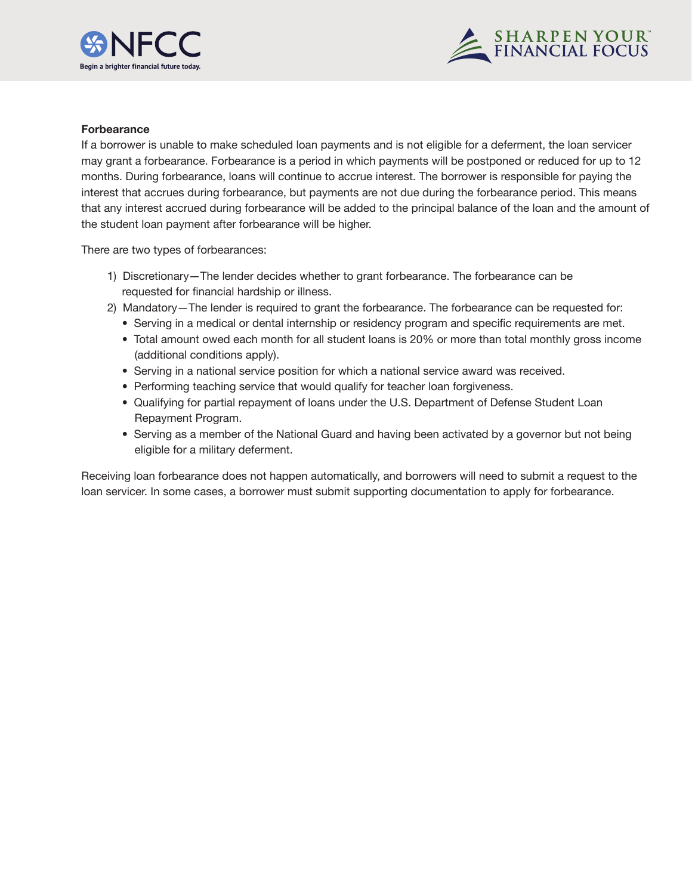**Forbearance**

If a borrower is unable to make scheduled loan payments and is not eligible for a deferment, the loan servicer may grant a forbearance. Forbearance is a period in which payments will be postponed or reduced for up to 12 months. During forbearance, loans will continue to accrue interest. The borrower is responsible for paying the interest that accrues during forbearance, but payments are not due during the forbearance period. This means that any interest accrued during forbearance will be added to the principal balance of the loan and the amount of the student loan payment after forbearance will be higher.

There are two types of forbearances:

1) Discretionary—The lender decides whether to grant forbearance. The forbearance can be requested for financial hardship or illness.
2) Mandatory—The lender is required to grant the forbearance. The forbearance can be requested for:
   - Serving in a medical or dental internship or residency program and specific requirements are met.
   - Total amount owed each month for all student loans is 20% or more than total monthly gross income (additional conditions apply).
   - Serving in a national service position for which a national service award was received.
   - Performing teaching service that would qualify for teacher loan forgiveness.
   - Qualifying for partial repayment of loans under the U.S. Department of Defense Student Loan Repayment Program.
   - Serving as a member of the National Guard and having been activated by a governor but not being eligible for a military deferment.

Receiving loan forbearance does not happen automatically, and borrowers will need to submit a request to the loan servicer. In some cases, a borrower must submit supporting documentation to apply for forbearance.